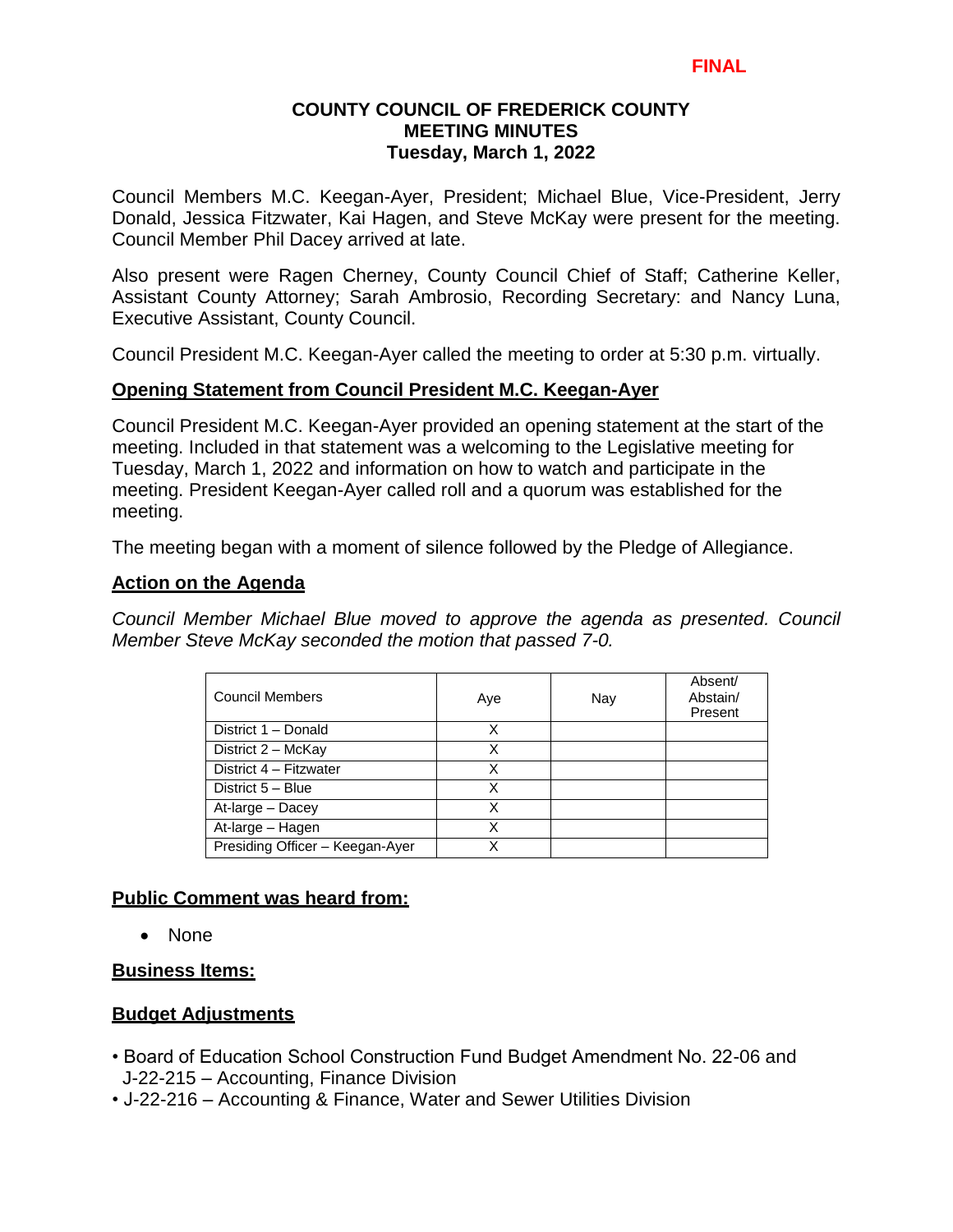**FINAL**

# COUNTY COUNCIL OF FREDERICK COUNTY
## MEETING MINUTES
### Tuesday, March 1, 2022

Council Members M.C. Keegan-Ayer, President; Michael Blue, Vice-President, Jerry Donald, Jessica Fitzwater, Kai Hagen, and Steve McKay were present for the meeting. Council Member Phil Dacey arrived at late.

Also present were Ragen Cherney, County Council Chief of Staff; Catherine Keller, Assistant County Attorney; Sarah Ambrosio, Recording Secretary: and Nancy Luna, Executive Assistant, County Council.

Council President M.C. Keegan-Ayer called the meeting to order at 5:30 p.m. virtually.

## Opening Statement from Council President M.C. Keegan-Ayer

Council President M.C. Keegan-Ayer provided an opening statement at the start of the meeting. Included in that statement was a welcoming to the Legislative meeting for Tuesday, March 1, 2022 and information on how to watch and participate in the meeting. President Keegan-Ayer called roll and a quorum was established for the meeting.

The meeting began with a moment of silence followed by the Pledge of Allegiance.

## Action on the Agenda

*Council Member Michael Blue moved to approve the agenda as presented. Council Member Steve McKay seconded the motion that passed 7-0.*

| Council Members | Aye | Nay | Absent/ Abstain/ Present |
|---|---|---|---|
| District 1 – Donald | X | | |
| District 2 – McKay | X | | |
| District 4 – Fitzwater | X | | |
| District 5 – Blue | X | | |
| At-large – Dacey | X | | |
| At-large – Hagen | X | | |
| Presiding Officer – Keegan-Ayer | X | | |

## Public Comment was heard from:

- None

## Business Items:

## Budget Adjustments

- Board of Education School Construction Fund Budget Amendment No. 22-06 and J-22-215 – Accounting, Finance Division
- J-22-216 – Accounting & Finance, Water and Sewer Utilities Division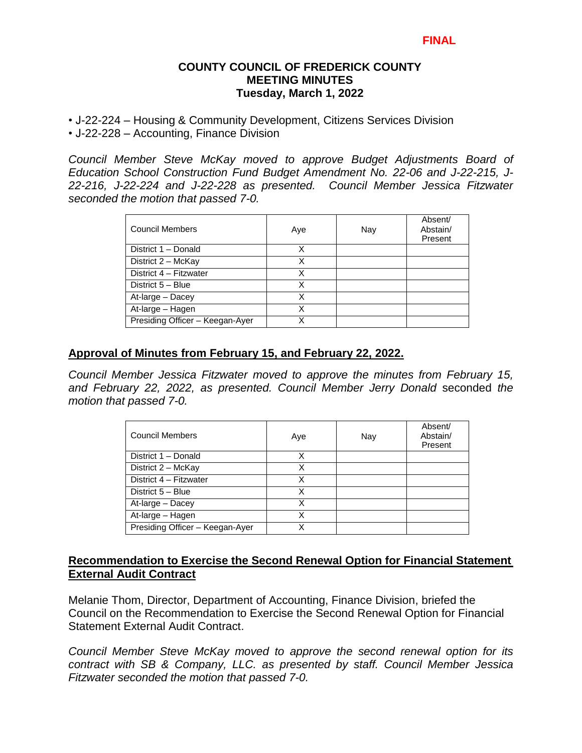**FINAL**

**COUNTY COUNCIL OF FREDERICK COUNTY**
**MEETING MINUTES**
**Tuesday, March 1, 2022**

- J-22-224 – Housing & Community Development, Citizens Services Division
- J-22-228 – Accounting, Finance Division

*Council Member Steve McKay moved to approve Budget Adjustments Board of Education School Construction Fund Budget Amendment No. 22-06 and J-22-215, J-22-216, J-22-224 and J-22-228 as presented. Council Member Jessica Fitzwater seconded the motion that passed 7-0.*

| Council Members | Aye | Nay | Absent/ Abstain/ Present |
|---|---|---|---|
| District 1 – Donald | X | | |
| District 2 – McKay | X | | |
| District 4 – Fitzwater | X | | |
| District 5 – Blue | X | | |
| At-large – Dacey | X | | |
| At-large – Hagen | X | | |
| Presiding Officer – Keegan-Ayer | X | | |

## Approval of Minutes from February 15, and February 22, 2022.

*Council Member Jessica Fitzwater moved to approve the minutes from February 15, and February 22, 2022, as presented. Council Member Jerry Donald* seconded *the motion that passed 7-0.*

| Council Members | Aye | Nay | Absent/ Abstain/ Present |
|---|---|---|---|
| District 1 – Donald | X | | |
| District 2 – McKay | X | | |
| District 4 – Fitzwater | X | | |
| District 5 – Blue | X | | |
| At-large – Dacey | X | | |
| At-large – Hagen | X | | |
| Presiding Officer – Keegan-Ayer | X | | |

## Recommendation to Exercise the Second Renewal Option for Financial Statement External Audit Contract

Melanie Thom, Director, Department of Accounting, Finance Division, briefed the Council on the Recommendation to Exercise the Second Renewal Option for Financial Statement External Audit Contract.

*Council Member Steve McKay moved to approve the second renewal option for its contract with SB & Company, LLC. as presented by staff. Council Member Jessica Fitzwater seconded the motion that passed 7-0.*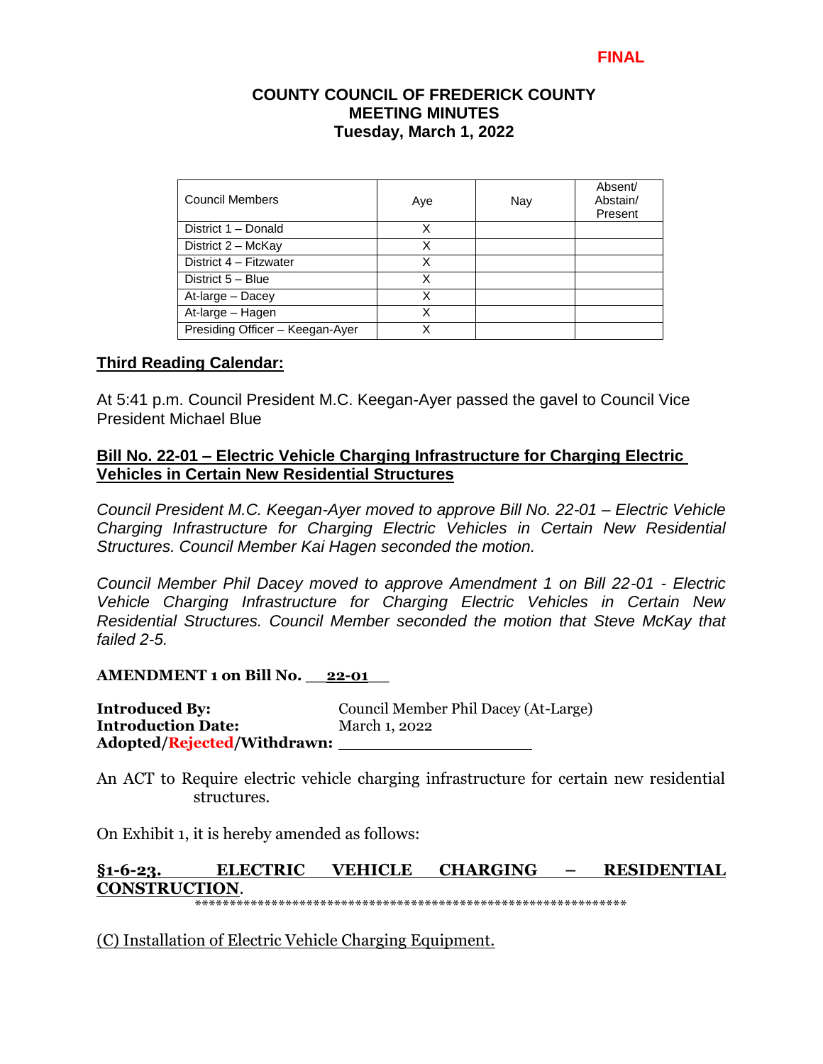FINAL

**COUNTY COUNCIL OF FREDERICK COUNTY**
**MEETING MINUTES**
**Tuesday, March 1, 2022**

| Council Members | Aye | Nay | Absent/ Abstain/ Present |
|---|---|---|---|
| District 1 – Donald | X | | |
| District 2 – McKay | X | | |
| District 4 – Fitzwater | X | | |
| District 5 – Blue | X | | |
| At-large – Dacey | X | | |
| At-large – Hagen | X | | |
| Presiding Officer – Keegan-Ayer | X | | |

## Third Reading Calendar:

At 5:41 p.m. Council President M.C. Keegan-Ayer passed the gavel to Council Vice President Michael Blue

### Bill No. 22-01 – Electric Vehicle Charging Infrastructure for Charging Electric Vehicles in Certain New Residential Structures

*Council President M.C. Keegan-Ayer moved to approve Bill No. 22-01 – Electric Vehicle Charging Infrastructure for Charging Electric Vehicles in Certain New Residential Structures. Council Member Kai Hagen seconded the motion.*

*Council Member Phil Dacey moved to approve Amendment 1 on Bill 22-01 - Electric Vehicle Charging Infrastructure for Charging Electric Vehicles in Certain New Residential Structures. Council Member seconded the motion that Steve McKay that failed 2-5.*

**AMENDMENT 1 on Bill No. 22-01**

**Introduced By:** Council Member Phil Dacey (At-Large)
**Introduction Date:** March 1, 2022
**Adopted/Rejected/Withdrawn:** ____________________

An ACT to Require electric vehicle charging infrastructure for certain new residential structures.

On Exhibit 1, it is hereby amended as follows:

**§1-6-23. ELECTRIC VEHICLE CHARGING – RESIDENTIAL CONSTRUCTION.**

*************************************************************

(C) Installation of Electric Vehicle Charging Equipment.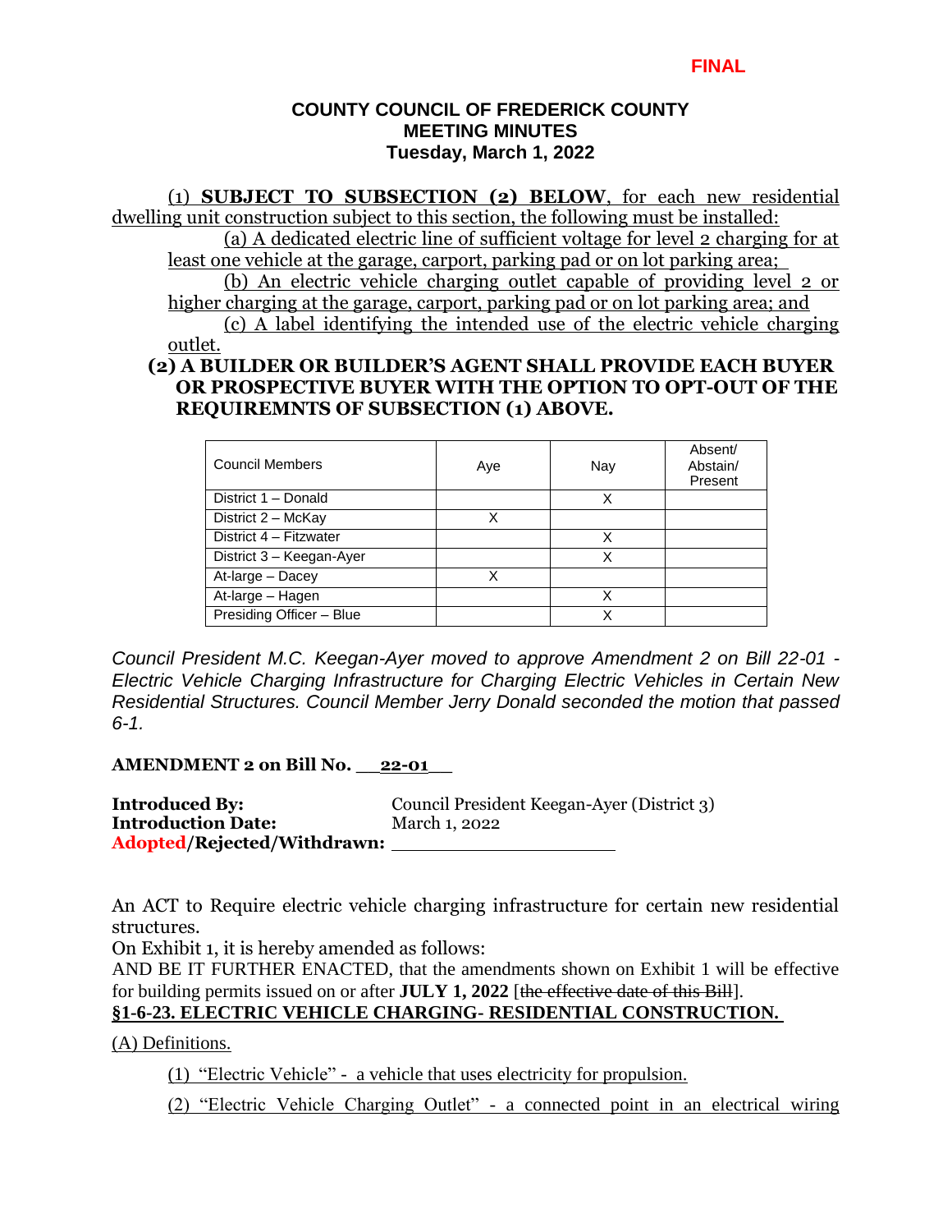FINAL

**COUNTY COUNCIL OF FREDERICK COUNTY**
**MEETING MINUTES**
**Tuesday, March 1, 2022**

(1) **SUBJECT TO SUBSECTION (2) BELOW**, for each new residential dwelling unit construction subject to this section, the following must be installed:

(a) A dedicated electric line of sufficient voltage for level 2 charging for at least one vehicle at the garage, carport, parking pad or on lot parking area;

(b) An electric vehicle charging outlet capable of providing level 2 or higher charging at the garage, carport, parking pad or on lot parking area; and

(c) A label identifying the intended use of the electric vehicle charging outlet.

**(2) A BUILDER OR BUILDER'S AGENT SHALL PROVIDE EACH BUYER OR PROSPECTIVE BUYER WITH THE OPTION TO OPT-OUT OF THE REQUIREMNTS OF SUBSECTION (1) ABOVE.**

| Council Members | Aye | Nay | Absent/ Abstain/ Present |
|---|---|---|---|
| District 1 – Donald | | X | |
| District 2 – McKay | X | | |
| District 4 – Fitzwater | | X | |
| District 3 – Keegan-Ayer | | X | |
| At-large – Dacey | X | | |
| At-large – Hagen | | X | |
| Presiding Officer – Blue | | X | |

*Council President M.C. Keegan-Ayer moved to approve Amendment 2 on Bill 22-01 - Electric Vehicle Charging Infrastructure for Charging Electric Vehicles in Certain New Residential Structures. Council Member Jerry Donald seconded the motion that passed 6-1.*

**AMENDMENT 2 on Bill No. \_\_22-01\_\_**

**Introduced By:** Council President Keegan-Ayer (District 3)
**Introduction Date:** March 1, 2022
**Adopted/Rejected/Withdrawn:** \_\_\_\_\_\_\_\_\_\_\_\_\_\_\_\_\_\_\_\_

An ACT to Require electric vehicle charging infrastructure for certain new residential structures.

On Exhibit 1, it is hereby amended as follows:

AND BE IT FURTHER ENACTED, that the amendments shown on Exhibit 1 will be effective for building permits issued on or after **JULY 1, 2022** [~~the effective date of this Bill~~].

**§1-6-23. ELECTRIC VEHICLE CHARGING- RESIDENTIAL CONSTRUCTION.**

(A) Definitions.

(1) "Electric Vehicle" - a vehicle that uses electricity for propulsion.

(2) "Electric Vehicle Charging Outlet" - a connected point in an electrical wiring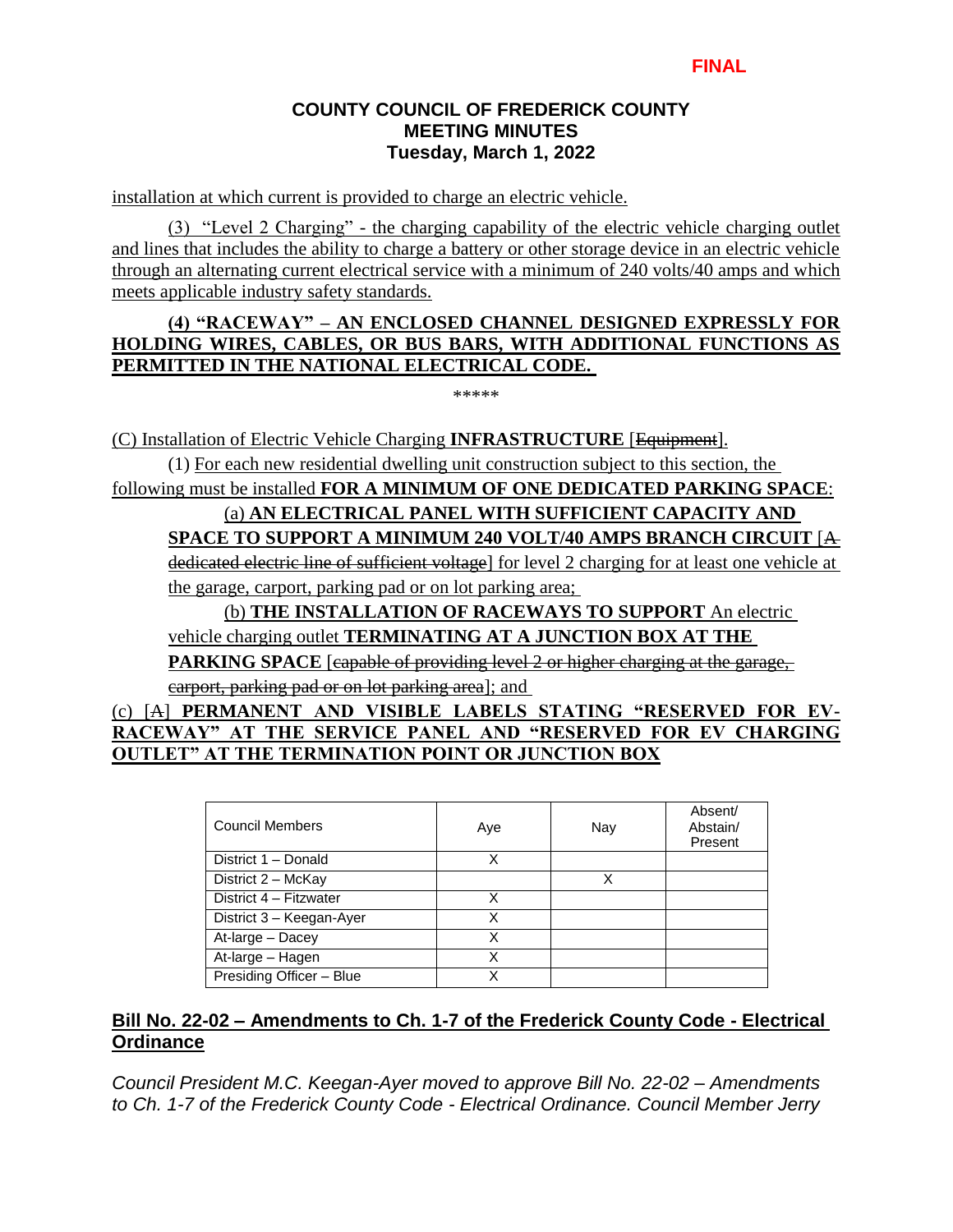installation at which current is provided to charge an electric vehicle.

(3) "Level 2 Charging" - the charging capability of the electric vehicle charging outlet and lines that includes the ability to charge a battery or other storage device in an electric vehicle through an alternating current electrical service with a minimum of 240 volts/40 amps and which meets applicable industry safety standards.

**(4) "RACEWAY" – AN ENCLOSED CHANNEL DESIGNED EXPRESSLY FOR HOLDING WIRES, CABLES, OR BUS BARS, WITH ADDITIONAL FUNCTIONS AS PERMITTED IN THE NATIONAL ELECTRICAL CODE.**

\*\*\*\*\*

(C) Installation of Electric Vehicle Charging **INFRASTRUCTURE** [~~Equipment~~].

(1) For each new residential dwelling unit construction subject to this section, the following must be installed **FOR A MINIMUM OF ONE DEDICATED PARKING SPACE**:

(a) **AN ELECTRICAL PANEL WITH SUFFICIENT CAPACITY AND SPACE TO SUPPORT A MINIMUM 240 VOLT/40 AMPS BRANCH CIRCUIT** [~~A dedicated electric line of sufficient voltage~~] for level 2 charging for at least one vehicle at the garage, carport, parking pad or on lot parking area;

(b) **THE INSTALLATION OF RACEWAYS TO SUPPORT** An electric vehicle charging outlet **TERMINATING AT A JUNCTION BOX AT THE PARKING SPACE** [~~capable of providing level 2 or higher charging at the garage, carport, parking pad or on lot parking area~~]; and

(c) [~~A~~] **PERMANENT AND VISIBLE LABELS STATING "RESERVED FOR EV-RACEWAY" AT THE SERVICE PANEL AND "RESERVED FOR EV CHARGING OUTLET" AT THE TERMINATION POINT OR JUNCTION BOX**

| Council Members | Aye | Nay | Absent/ Abstain/ Present |
|---|---|---|---|
| District 1 – Donald | X | | |
| District 2 – McKay | | X | |
| District 4 – Fitzwater | X | | |
| District 3 – Keegan-Ayer | X | | |
| At-large – Dacey | X | | |
| At-large – Hagen | X | | |
| Presiding Officer – Blue | X | | |

## Bill No. 22-02 – Amendments to Ch. 1-7 of the Frederick County Code - Electrical Ordinance

*Council President M.C. Keegan-Ayer moved to approve Bill No. 22-02 – Amendments to Ch. 1-7 of the Frederick County Code - Electrical Ordinance. Council Member Jerry*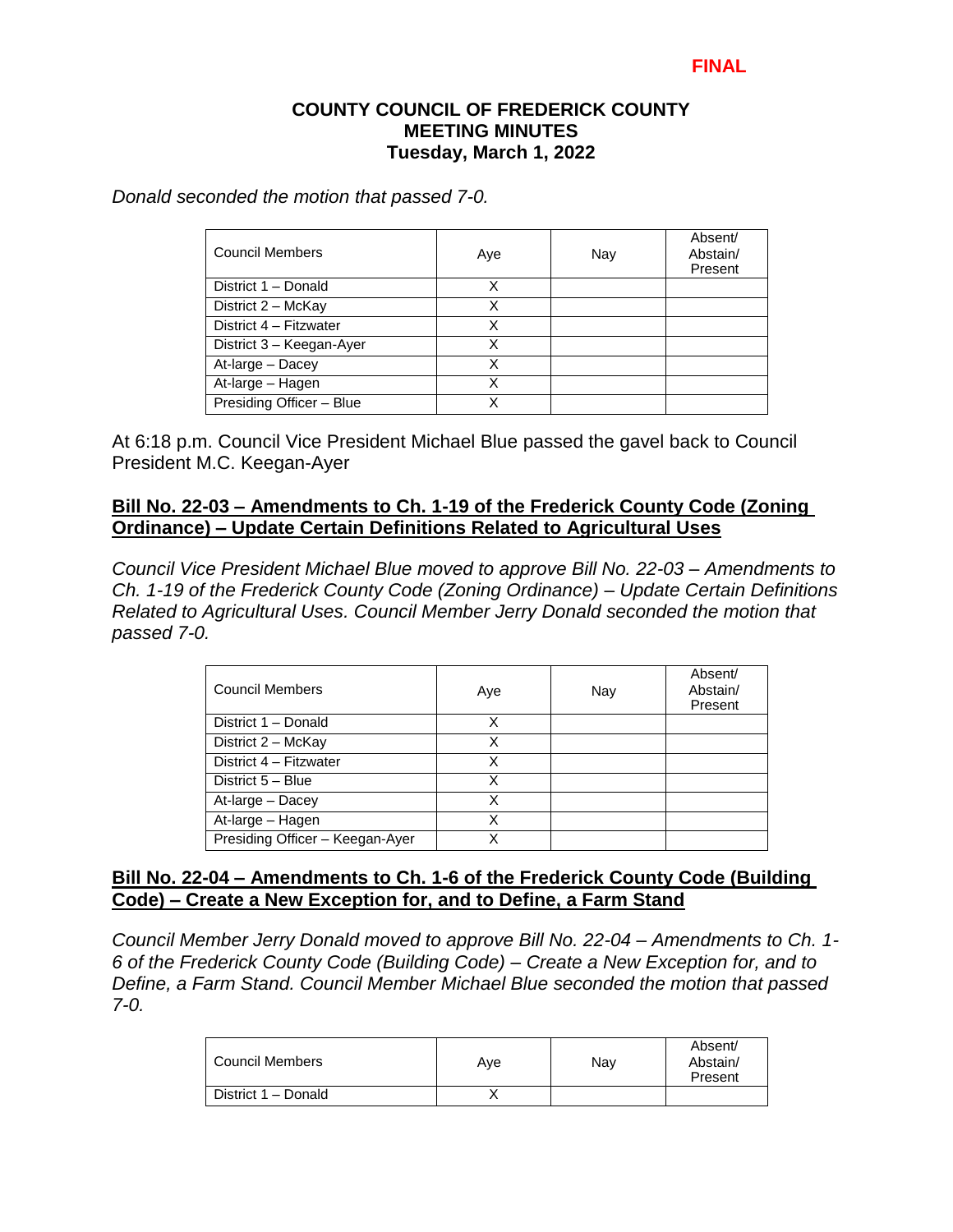**FINAL**

**COUNTY COUNCIL OF FREDERICK COUNTY**
**MEETING MINUTES**
**Tuesday, March 1, 2022**

*Donald seconded the motion that passed 7-0.*

| Council Members | Aye | Nay | Absent/ Abstain/ Present |
|---|---|---|---|
| District 1 – Donald | X | | |
| District 2 – McKay | X | | |
| District 4 – Fitzwater | X | | |
| District 3 – Keegan-Ayer | X | | |
| At-large – Dacey | X | | |
| At-large – Hagen | X | | |
| Presiding Officer – Blue | X | | |

At 6:18 p.m. Council Vice President Michael Blue passed the gavel back to Council President M.C. Keegan-Ayer

**Bill No. 22-03 – Amendments to Ch. 1-19 of the Frederick County Code (Zoning Ordinance) – Update Certain Definitions Related to Agricultural Uses**

*Council Vice President Michael Blue moved to approve Bill No. 22-03 – Amendments to Ch. 1-19 of the Frederick County Code (Zoning Ordinance) – Update Certain Definitions Related to Agricultural Uses. Council Member Jerry Donald seconded the motion that passed 7-0.*

| Council Members | Aye | Nay | Absent/ Abstain/ Present |
|---|---|---|---|
| District 1 – Donald | X | | |
| District 2 – McKay | X | | |
| District 4 – Fitzwater | X | | |
| District 5 – Blue | X | | |
| At-large – Dacey | X | | |
| At-large – Hagen | X | | |
| Presiding Officer – Keegan-Ayer | X | | |

**Bill No. 22-04 – Amendments to Ch. 1-6 of the Frederick County Code (Building Code) – Create a New Exception for, and to Define, a Farm Stand**

*Council Member Jerry Donald moved to approve Bill No. 22-04 – Amendments to Ch. 1-6 of the Frederick County Code (Building Code) – Create a New Exception for, and to Define, a Farm Stand. Council Member Michael Blue seconded the motion that passed 7-0.*

| Council Members | Aye | Nay | Absent/ Abstain/ Present |
|---|---|---|---|
| District 1 – Donald | X | | |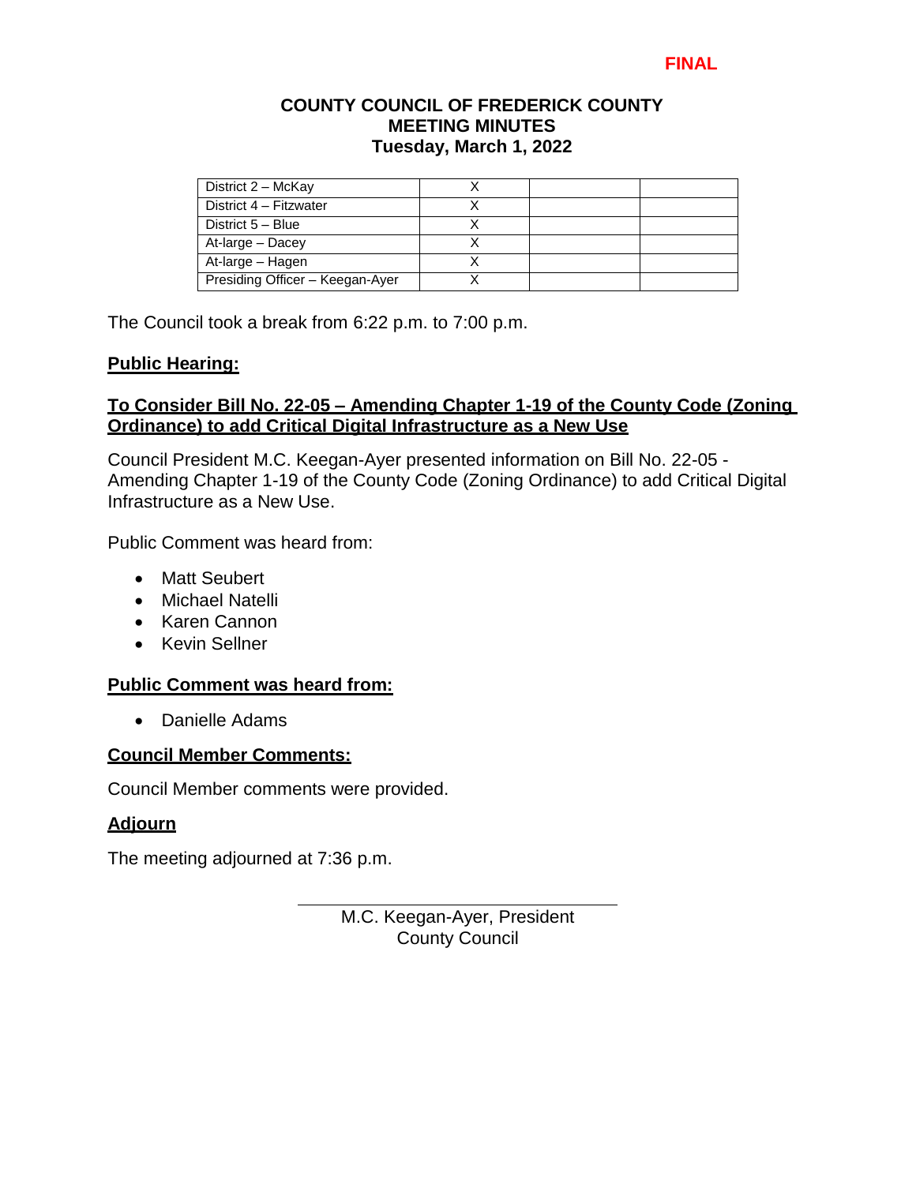**FINAL**

**COUNTY COUNCIL OF FREDERICK COUNTY**
**MEETING MINUTES**
**Tuesday, March 1, 2022**

| | | | |
|---|---|---|---|
| District 2 – McKay | X | | |
| District 4 – Fitzwater | X | | |
| District 5 – Blue | X | | |
| At-large – Dacey | X | | |
| At-large – Hagen | X | | |
| Presiding Officer – Keegan-Ayer | X | | |

The Council took a break from 6:22 p.m. to 7:00 p.m.

## Public Hearing:

### To Consider Bill No. 22-05 – Amending Chapter 1-19 of the County Code (Zoning Ordinance) to add Critical Digital Infrastructure as a New Use

Council President M.C. Keegan-Ayer presented information on Bill No. 22-05 - Amending Chapter 1-19 of the County Code (Zoning Ordinance) to add Critical Digital Infrastructure as a New Use.

Public Comment was heard from:

- Matt Seubert
- Michael Natelli
- Karen Cannon
- Kevin Sellner

## Public Comment was heard from:

- Danielle Adams

## Council Member Comments:

Council Member comments were provided.

## Adjourn

The meeting adjourned at 7:36 p.m.

M.C. Keegan-Ayer, President
County Council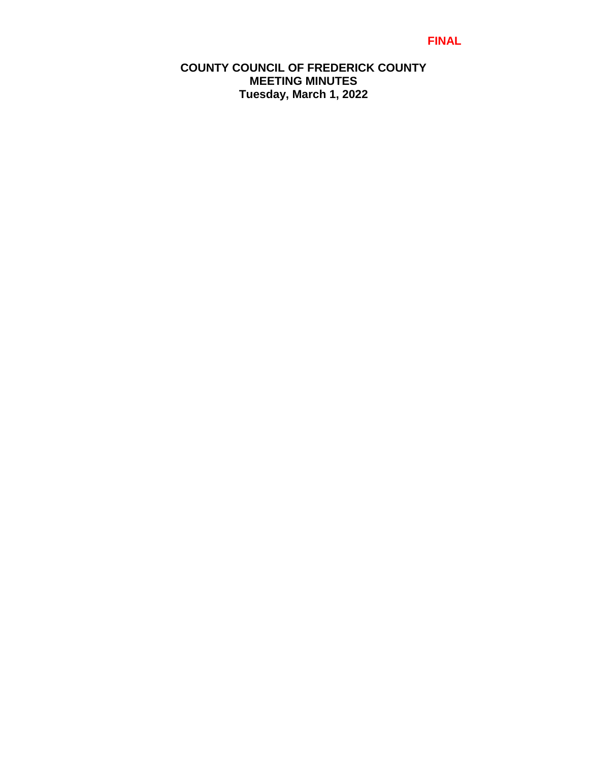FINAL

**COUNTY COUNCIL OF FREDERICK COUNTY**
**MEETING MINUTES**
**Tuesday, March 1, 2022**